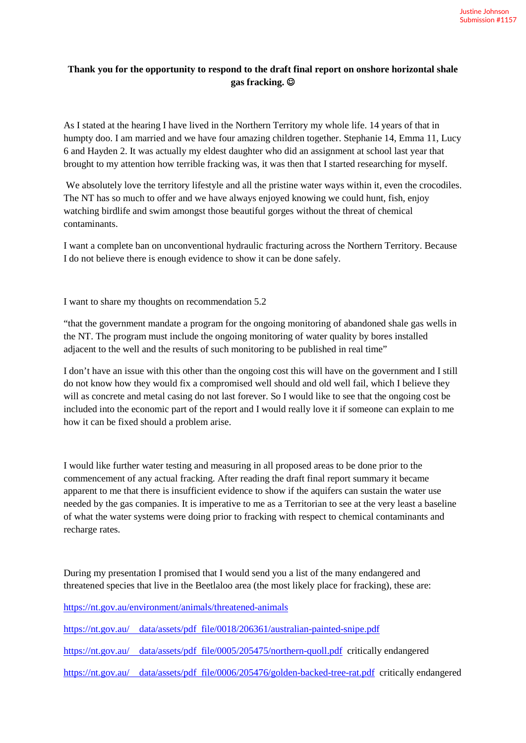Justine Johnson
Submission #1157

**Thank you for the opportunity to respond to the draft final report on onshore horizontal shale gas fracking. ☺**

As I stated at the hearing I have lived in the Northern Territory my whole life. 14 years of that in humpty doo. I am married and we have four amazing children together. Stephanie 14, Emma 11, Lucy 6 and Hayden 2. It was actually my eldest daughter who did an assignment at school last year that brought to my attention how terrible fracking was, it was then that I started researching for myself.

We absolutely love the territory lifestyle and all the pristine water ways within it, even the crocodiles. The NT has so much to offer and we have always enjoyed knowing we could hunt, fish, enjoy watching birdlife and swim amongst those beautiful gorges without the threat of chemical contaminants.

I want a complete ban on unconventional hydraulic fracturing across the Northern Territory. Because I do not believe there is enough evidence to show it can be done safely.

I want to share my thoughts on recommendation 5.2

"that the government mandate a program for the ongoing monitoring of abandoned shale gas wells in the NT. The program must include the ongoing monitoring of water quality by bores installed adjacent to the well and the results of such monitoring to be published in real time"

I don't have an issue with this other than the ongoing cost this will have on the government and I still do not know how they would fix a compromised well should and old well fail, which I believe they will as concrete and metal casing do not last forever. So I would like to see that the ongoing cost be included into the economic part of the report and I would really love it if someone can explain to me how it can be fixed should a problem arise.

I would like further water testing and measuring in all proposed areas to be done prior to the commencement of any actual fracking. After reading the draft final report summary it became apparent to me that there is insufficient evidence to show if the aquifers can sustain the water use needed by the gas companies. It is imperative to me as a Territorian to see at the very least a baseline of what the water systems were doing prior to fracking with respect to chemical contaminants and recharge rates.

During my presentation I promised that I would send you a list of the many endangered and threatened species that live in the Beetlaloo area (the most likely place for fracking), these are:

https://nt.gov.au/environment/animals/threatened-animals

https://nt.gov.au/__data/assets/pdf_file/0018/206361/australian-painted-snipe.pdf

https://nt.gov.au/__data/assets/pdf_file/0005/205475/northern-quoll.pdf critically endangered

https://nt.gov.au/__data/assets/pdf_file/0006/205476/golden-backed-tree-rat.pdf critically endangered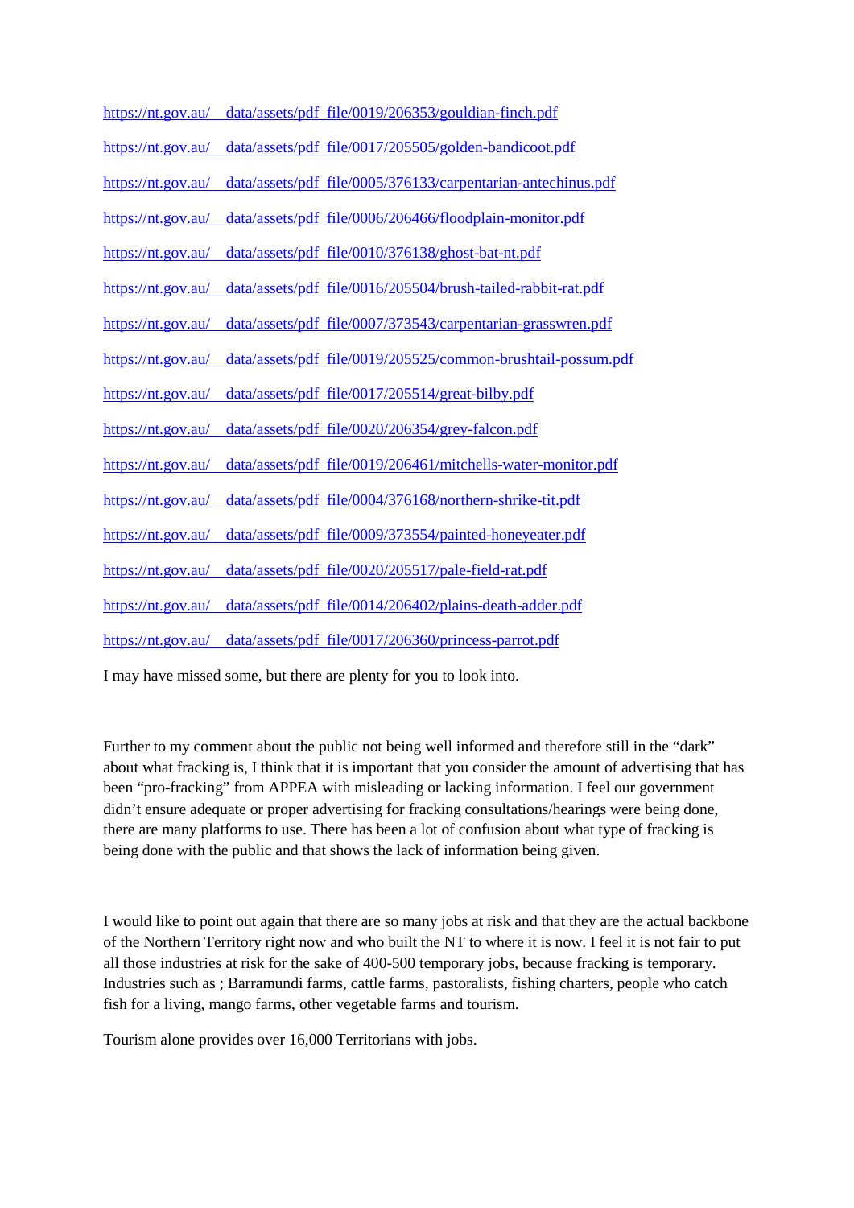https://nt.gov.au/__data/assets/pdf_file/0019/206353/gouldian-finch.pdf

https://nt.gov.au/__data/assets/pdf_file/0017/205505/golden-bandicoot.pdf

https://nt.gov.au/__data/assets/pdf_file/0005/376133/carpentarian-antechinus.pdf

https://nt.gov.au/__data/assets/pdf_file/0006/206466/floodplain-monitor.pdf

https://nt.gov.au/__data/assets/pdf_file/0010/376138/ghost-bat-nt.pdf

https://nt.gov.au/__data/assets/pdf_file/0016/205504/brush-tailed-rabbit-rat.pdf

https://nt.gov.au/__data/assets/pdf_file/0007/373543/carpentarian-grasswren.pdf

https://nt.gov.au/__data/assets/pdf_file/0019/205525/common-brushtail-possum.pdf

https://nt.gov.au/__data/assets/pdf_file/0017/205514/great-bilby.pdf

https://nt.gov.au/__data/assets/pdf_file/0020/206354/grey-falcon.pdf

https://nt.gov.au/__data/assets/pdf_file/0019/206461/mitchells-water-monitor.pdf

https://nt.gov.au/__data/assets/pdf_file/0004/376168/northern-shrike-tit.pdf

https://nt.gov.au/__data/assets/pdf_file/0009/373554/painted-honeyeater.pdf

https://nt.gov.au/__data/assets/pdf_file/0020/205517/pale-field-rat.pdf

https://nt.gov.au/__data/assets/pdf_file/0014/206402/plains-death-adder.pdf

https://nt.gov.au/__data/assets/pdf_file/0017/206360/princess-parrot.pdf

I may have missed some, but there are plenty for you to look into.

Further to my comment about the public not being well informed and therefore still in the "dark" about what fracking is, I think that it is important that you consider the amount of advertising that has been "pro-fracking" from APPEA with misleading or lacking information. I feel our government didn't ensure adequate or proper advertising for fracking consultations/hearings were being done, there are many platforms to use. There has been a lot of confusion about what type of fracking is being done with the public and that shows the lack of information being given.

I would like to point out again that there are so many jobs at risk and that they are the actual backbone of the Northern Territory right now and who built the NT to where it is now. I feel it is not fair to put all those industries at risk for the sake of 400-500 temporary jobs, because fracking is temporary. Industries such as ; Barramundi farms, cattle farms, pastoralists, fishing charters, people who catch fish for a living, mango farms, other vegetable farms and tourism.

Tourism alone provides over 16,000 Territorians with jobs.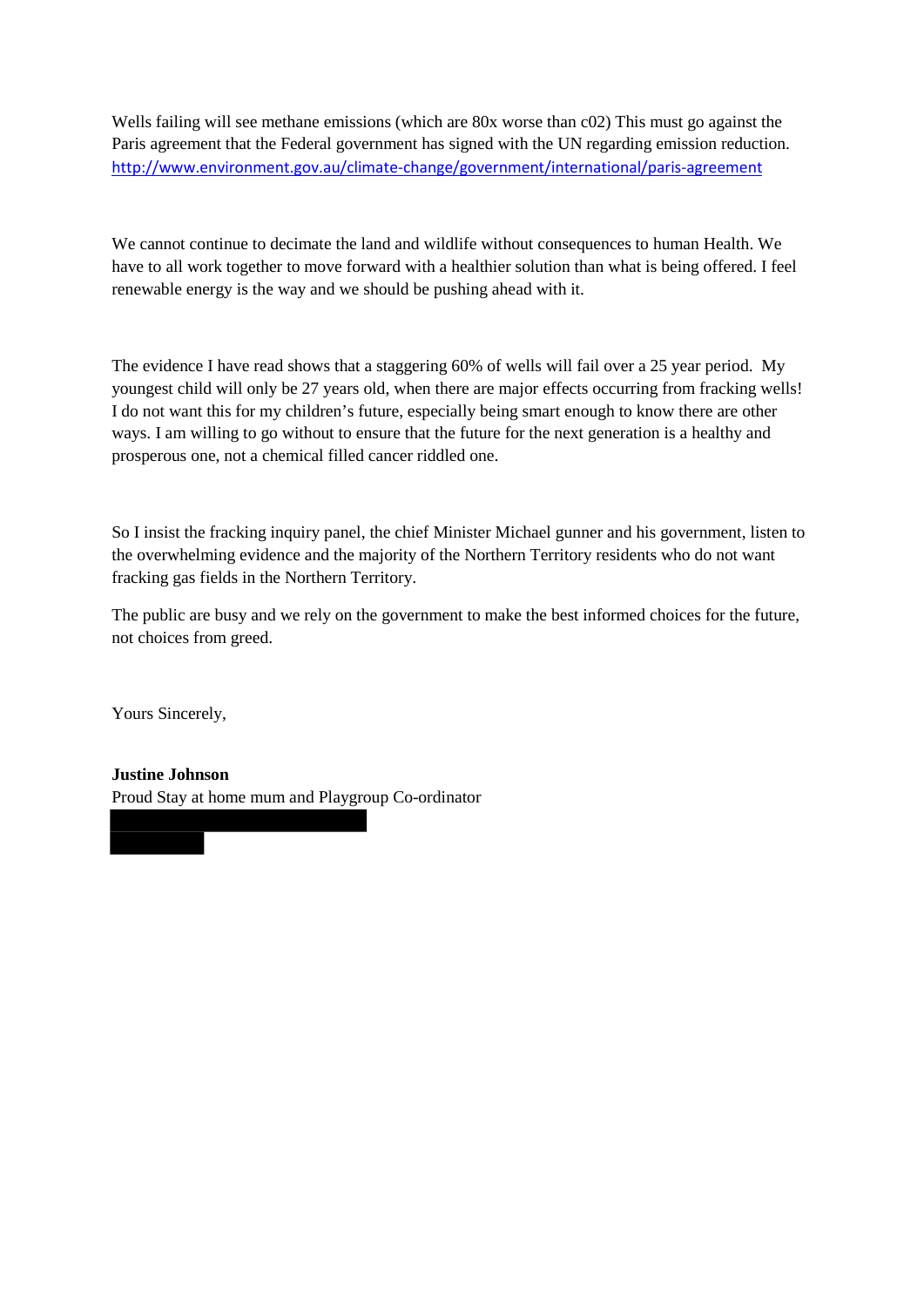Wells failing will see methane emissions (which are 80x worse than c02) This must go against the Paris agreement that the Federal government has signed with the UN regarding emission reduction. http://www.environment.gov.au/climate-change/government/international/paris-agreement

We cannot continue to decimate the land and wildlife without consequences to human Health. We have to all work together to move forward with a healthier solution than what is being offered. I feel renewable energy is the way and we should be pushing ahead with it.

The evidence I have read shows that a staggering 60% of wells will fail over a 25 year period. My youngest child will only be 27 years old, when there are major effects occurring from fracking wells! I do not want this for my children's future, especially being smart enough to know there are other ways. I am willing to go without to ensure that the future for the next generation is a healthy and prosperous one, not a chemical filled cancer riddled one.

So I insist the fracking inquiry panel, the chief Minister Michael gunner and his government, listen to the overwhelming evidence and the majority of the Northern Territory residents who do not want fracking gas fields in the Northern Territory.

The public are busy and we rely on the government to make the best informed choices for the future, not choices from greed.

Yours Sincerely,

**Justine Johnson**
Proud Stay at home mum and Playgroup Co-ordinator